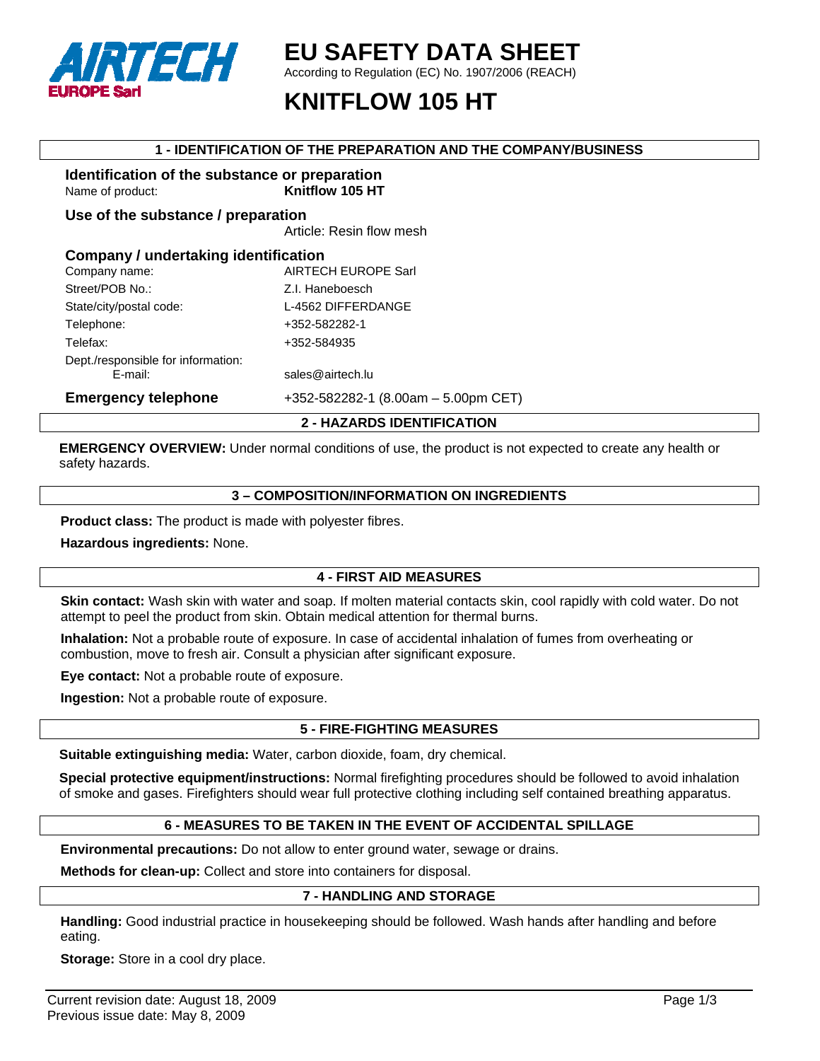AIRTECH EUROPE Sarl

# EU SAFETY DATA SHEET

According to Regulation (EC) No. 1907/2006 (REACH)

# KNITFLOW 105 HT

## 1 - IDENTIFICATION OF THE PREPARATION AND THE COMPANY/BUSINESS

### Identification of the substance or preparation

| | |
|---|---|
| Name of product: | **Knitflow 105 HT** |

### Use of the substance / preparation

Article: Resin flow mesh

### Company / undertaking identification

| | |
|---|---|
| Company name: | AIRTECH EUROPE Sarl |
| Street/POB No.: | Z.I. Haneboesch |
| State/city/postal code: | L-4562 DIFFERDANGE |
| Telephone: | +352-582282-1 |
| Telefax: | +352-584935 |
| Dept./responsible for information: E-mail: | sales@airtech.lu |

**Emergency telephone** +352-582282-1 (8.00am – 5.00pm CET)

## 2 - HAZARDS IDENTIFICATION

**EMERGENCY OVERVIEW:** Under normal conditions of use, the product is not expected to create any health or safety hazards.

## 3 – COMPOSITION/INFORMATION ON INGREDIENTS

**Product class:** The product is made with polyester fibres.

**Hazardous ingredients:** None.

## 4 - FIRST AID MEASURES

**Skin contact:** Wash skin with water and soap. If molten material contacts skin, cool rapidly with cold water. Do not attempt to peel the product from skin. Obtain medical attention for thermal burns.

**Inhalation:** Not a probable route of exposure. In case of accidental inhalation of fumes from overheating or combustion, move to fresh air. Consult a physician after significant exposure.

**Eye contact:** Not a probable route of exposure.

**Ingestion:** Not a probable route of exposure.

## 5 - FIRE-FIGHTING MEASURES

**Suitable extinguishing media:** Water, carbon dioxide, foam, dry chemical.

**Special protective equipment/instructions:** Normal firefighting procedures should be followed to avoid inhalation of smoke and gases. Firefighters should wear full protective clothing including self contained breathing apparatus.

## 6 - MEASURES TO BE TAKEN IN THE EVENT OF ACCIDENTAL SPILLAGE

**Environmental precautions:** Do not allow to enter ground water, sewage or drains.

**Methods for clean-up:** Collect and store into containers for disposal.

## 7 - HANDLING AND STORAGE

**Handling:** Good industrial practice in housekeeping should be followed. Wash hands after handling and before eating.

**Storage:** Store in a cool dry place.

Current revision date: August 18, 2009
Previous issue date: May 8, 2009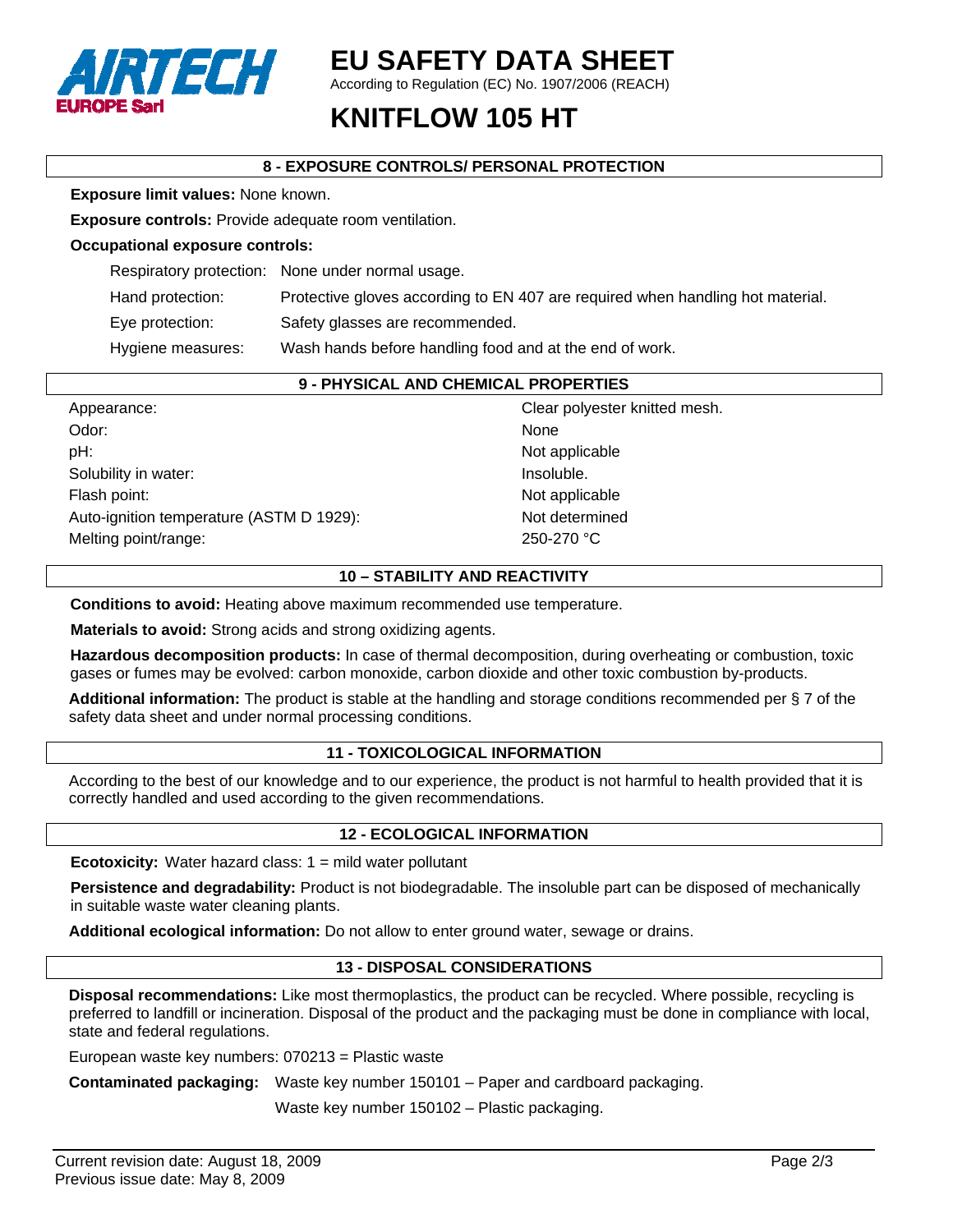# EU SAFETY DATA SHEET

According to Regulation (EC) No. 1907/2006 (REACH)

# KNITFLOW 105 HT

## 8 - EXPOSURE CONTROLS/ PERSONAL PROTECTION

**Exposure limit values:** None known.

**Exposure controls:** Provide adequate room ventilation.

**Occupational exposure controls:**

| | |
|---|---|
| Respiratory protection: | None under normal usage. |
| Hand protection: | Protective gloves according to EN 407 are required when handling hot material. |
| Eye protection: | Safety glasses are recommended. |
| Hygiene measures: | Wash hands before handling food and at the end of work. |

## 9 - PHYSICAL AND CHEMICAL PROPERTIES

| | |
|---|---|
| Appearance: | Clear polyester knitted mesh. |
| Odor: | None |
| pH: | Not applicable |
| Solubility in water: | Insoluble. |
| Flash point: | Not applicable |
| Auto-ignition temperature (ASTM D 1929): | Not determined |
| Melting point/range: | 250-270 °C |

## 10 – STABILITY AND REACTIVITY

**Conditions to avoid:** Heating above maximum recommended use temperature.

**Materials to avoid:** Strong acids and strong oxidizing agents.

**Hazardous decomposition products:** In case of thermal decomposition, during overheating or combustion, toxic gases or fumes may be evolved: carbon monoxide, carbon dioxide and other toxic combustion by-products.

**Additional information:** The product is stable at the handling and storage conditions recommended per § 7 of the safety data sheet and under normal processing conditions.

## 11 - TOXICOLOGICAL INFORMATION

According to the best of our knowledge and to our experience, the product is not harmful to health provided that it is correctly handled and used according to the given recommendations.

## 12 - ECOLOGICAL INFORMATION

**Ecotoxicity:** Water hazard class: 1 = mild water pollutant

**Persistence and degradability:** Product is not biodegradable. The insoluble part can be disposed of mechanically in suitable waste water cleaning plants.

**Additional ecological information:** Do not allow to enter ground water, sewage or drains.

## 13 - DISPOSAL CONSIDERATIONS

**Disposal recommendations:** Like most thermoplastics, the product can be recycled. Where possible, recycling is preferred to landfill or incineration. Disposal of the product and the packaging must be done in compliance with local, state and federal regulations.

European waste key numbers: 070213 = Plastic waste

**Contaminated packaging:** Waste key number 150101 – Paper and cardboard packaging.

Waste key number 150102 – Plastic packaging.

Current revision date: August 18, 2009
Previous issue date: May 8, 2009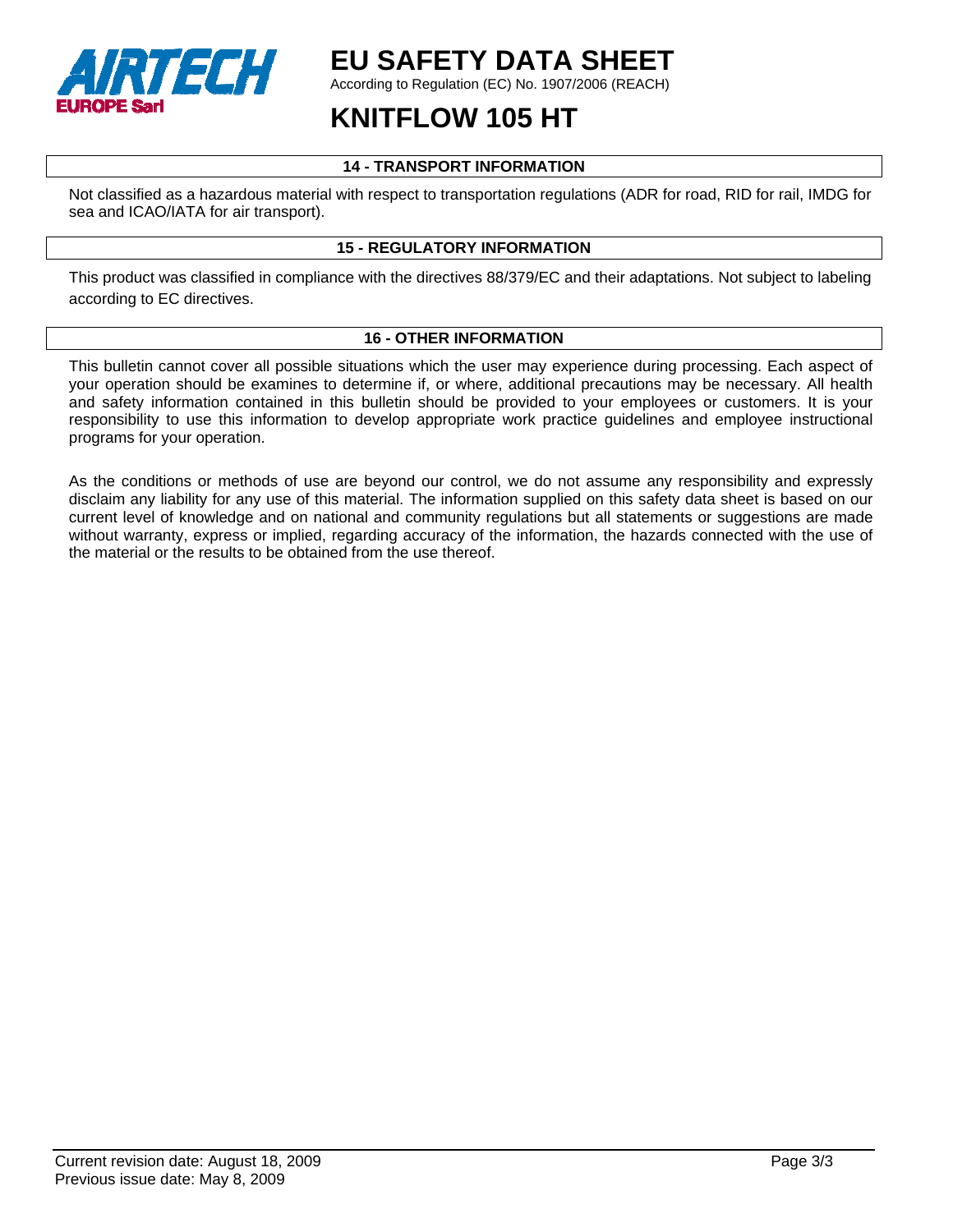# EU SAFETY DATA SHEET

According to Regulation (EC) No. 1907/2006 (REACH)

# KNITFLOW 105 HT

## 14 - TRANSPORT INFORMATION

Not classified as a hazardous material with respect to transportation regulations (ADR for road, RID for rail, IMDG for sea and ICAO/IATA for air transport).

## 15 - REGULATORY INFORMATION

This product was classified in compliance with the directives 88/379/EC and their adaptations. Not subject to labeling according to EC directives.

## 16 - OTHER INFORMATION

This bulletin cannot cover all possible situations which the user may experience during processing. Each aspect of your operation should be examines to determine if, or where, additional precautions may be necessary. All health and safety information contained in this bulletin should be provided to your employees or customers. It is your responsibility to use this information to develop appropriate work practice guidelines and employee instructional programs for your operation.

As the conditions or methods of use are beyond our control, we do not assume any responsibility and expressly disclaim any liability for any use of this material. The information supplied on this safety data sheet is based on our current level of knowledge and on national and community regulations but all statements or suggestions are made without warranty, express or implied, regarding accuracy of the information, the hazards connected with the use of the material or the results to be obtained from the use thereof.

Current revision date: August 18, 2009
Previous issue date: May 8, 2009